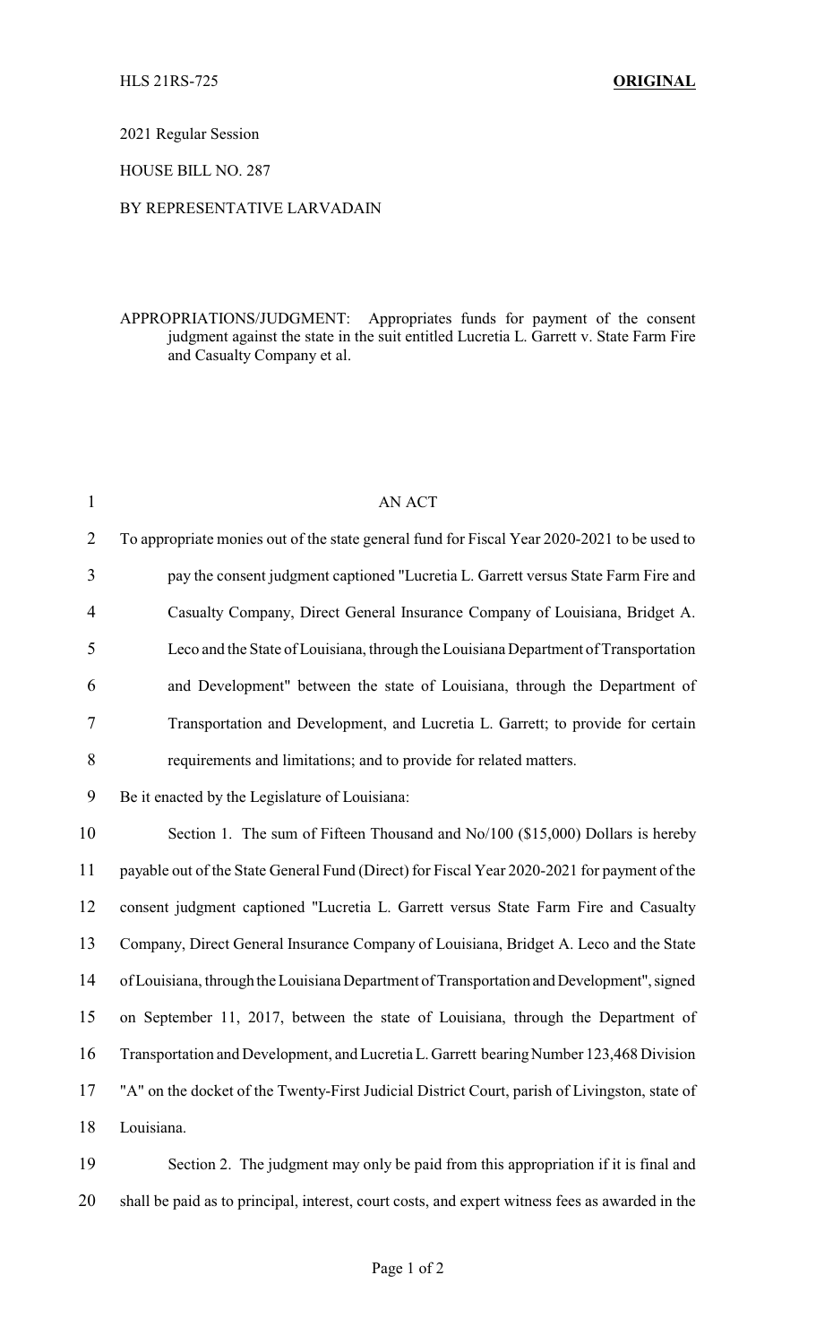HLS 21RS-725 **ORIGINAL**

2021 Regular Session

HOUSE BILL NO. 287

BY REPRESENTATIVE LARVADAIN

APPROPRIATIONS/JUDGMENT: Appropriates funds for payment of the consent judgment against the state in the suit entitled Lucretia L. Garrett v. State Farm Fire and Casualty Company et al.

AN ACT

To appropriate monies out of the state general fund for Fiscal Year 2020-2021 to be used to pay the consent judgment captioned "Lucretia L. Garrett versus State Farm Fire and Casualty Company, Direct General Insurance Company of Louisiana, Bridget A. Leco and the State of Louisiana, through the Louisiana Department of Transportation and Development" between the state of Louisiana, through the Department of Transportation and Development, and Lucretia L. Garrett; to provide for certain requirements and limitations; and to provide for related matters.

Be it enacted by the Legislature of Louisiana:

Section 1. The sum of Fifteen Thousand and No/100 ($15,000) Dollars is hereby payable out of the State General Fund (Direct) for Fiscal Year 2020-2021 for payment of the consent judgment captioned "Lucretia L. Garrett versus State Farm Fire and Casualty Company, Direct General Insurance Company of Louisiana, Bridget A. Leco and the State of Louisiana, through the Louisiana Department of Transportation and Development", signed on September 11, 2017, between the state of Louisiana, through the Department of Transportation and Development, and Lucretia L. Garrett bearing Number 123,468 Division "A" on the docket of the Twenty-First Judicial District Court, parish of Livingston, state of Louisiana.

Section 2. The judgment may only be paid from this appropriation if it is final and shall be paid as to principal, interest, court costs, and expert witness fees as awarded in the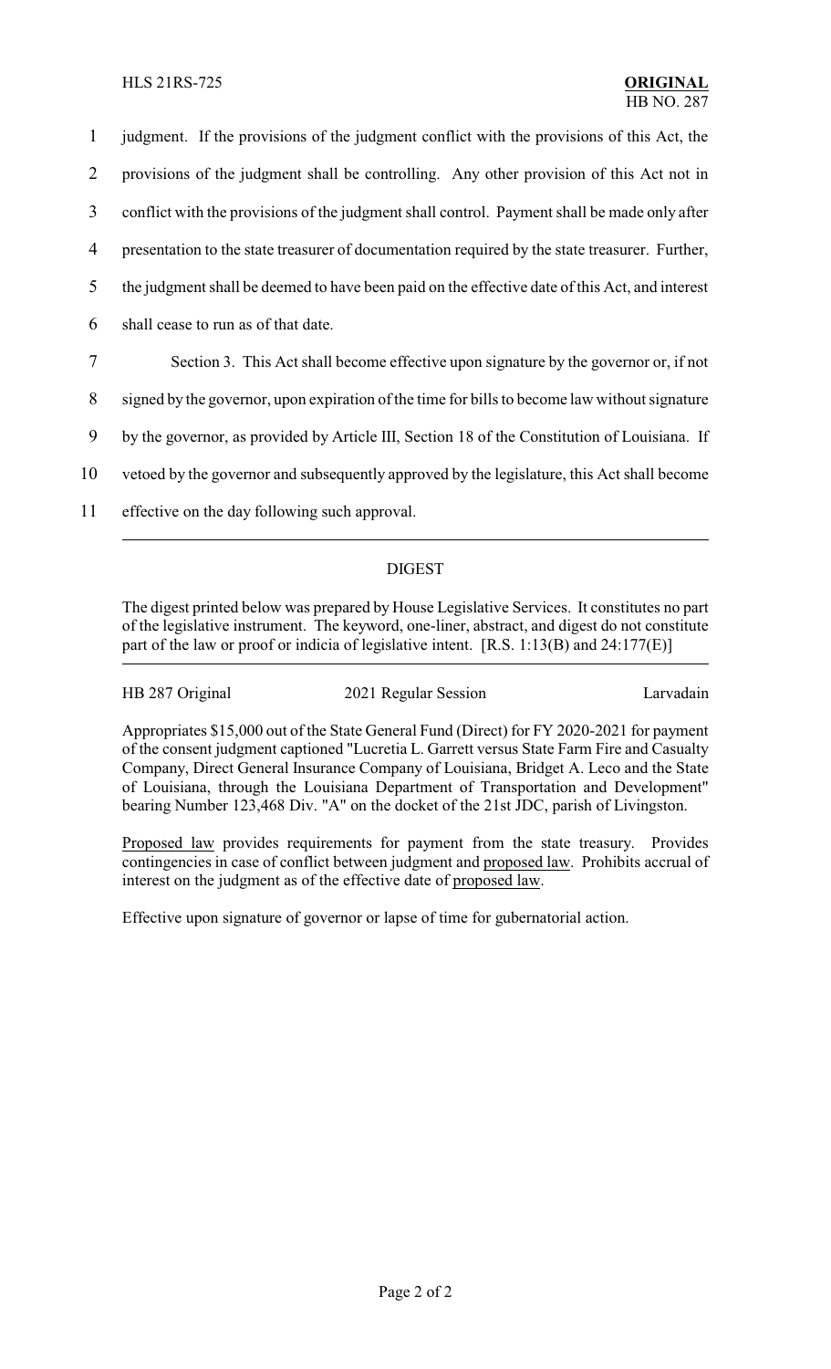judgment. If the provisions of the judgment conflict with the provisions of this Act, the provisions of the judgment shall be controlling. Any other provision of this Act not in conflict with the provisions of the judgment shall control. Payment shall be made only after presentation to the state treasurer of documentation required by the state treasurer. Further, the judgment shall be deemed to have been paid on the effective date of this Act, and interest shall cease to run as of that date.

Section 3. This Act shall become effective upon signature by the governor or, if not signed by the governor, upon expiration of the time for bills to become law without signature by the governor, as provided by Article III, Section 18 of the Constitution of Louisiana. If vetoed by the governor and subsequently approved by the legislature, this Act shall become effective on the day following such approval.

---

## DIGEST

The digest printed below was prepared by House Legislative Services. It constitutes no part of the legislative instrument. The keyword, one-liner, abstract, and digest do not constitute part of the law or proof or indicia of legislative intent. [R.S. 1:13(B) and 24:177(E)]

HB 287 Original 2021 Regular Session Larvadain

Appropriates $15,000 out of the State General Fund (Direct) for FY 2020-2021 for payment of the consent judgment captioned "Lucretia L. Garrett versus State Farm Fire and Casualty Company, Direct General Insurance Company of Louisiana, Bridget A. Leco and the State of Louisiana, through the Louisiana Department of Transportation and Development" bearing Number 123,468 Div. "A" on the docket of the 21st JDC, parish of Livingston.

Proposed law provides requirements for payment from the state treasury. Provides contingencies in case of conflict between judgment and proposed law. Prohibits accrual of interest on the judgment as of the effective date of proposed law.

Effective upon signature of governor or lapse of time for gubernatorial action.